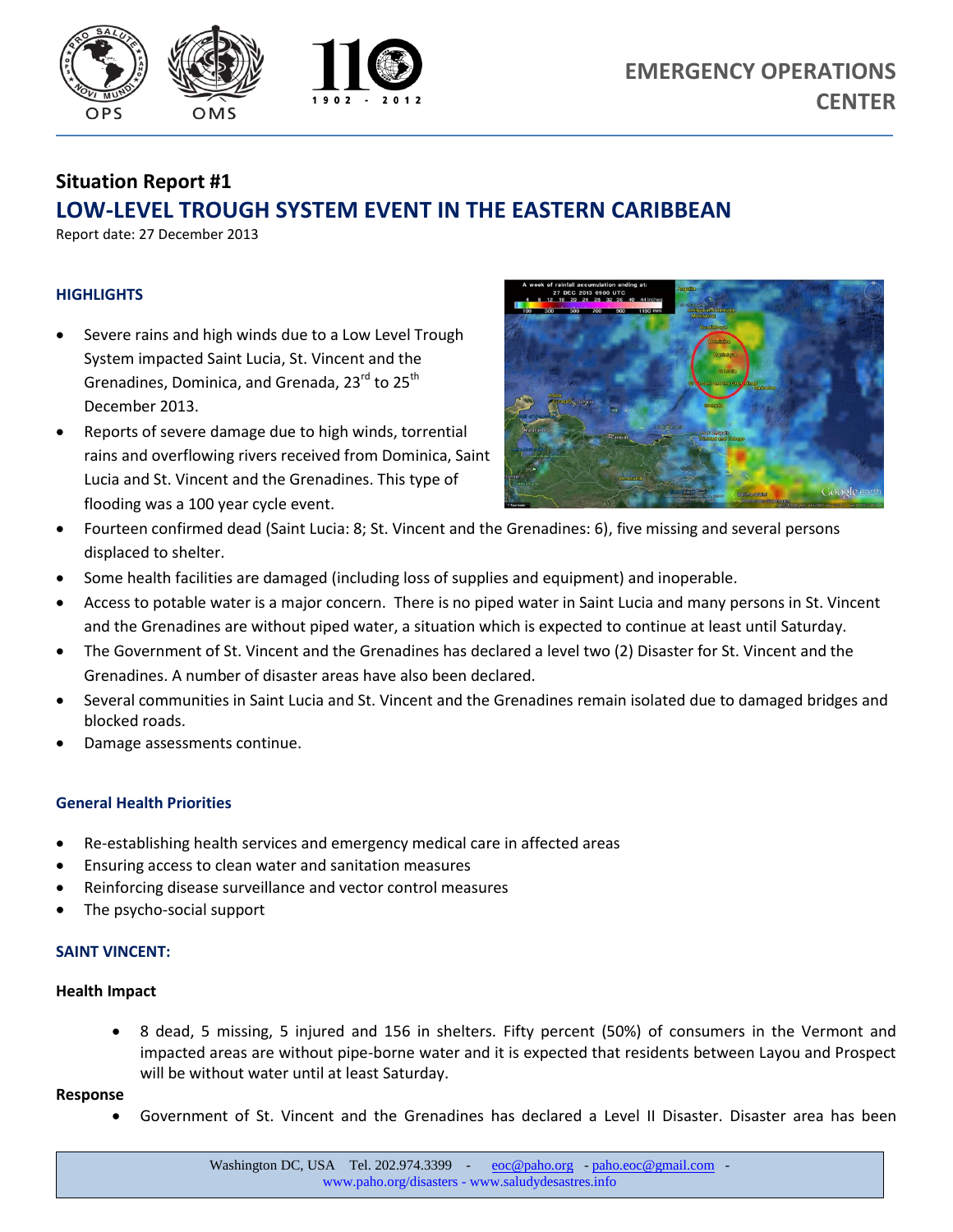EMERGENCY OPERATIONS CENTER

## Situation Report #1

# LOW-LEVEL TROUGH SYSTEM EVENT IN THE EASTERN CARIBBEAN

Report date: 27 December 2013

### HIGHLIGHTS

- Severe rains and high winds due to a Low Level Trough System impacted Saint Lucia, St. Vincent and the Grenadines, Dominica, and Grenada, 23rd to 25th December 2013.
- Reports of severe damage due to high winds, torrential rains and overflowing rivers received from Dominica, Saint Lucia and St. Vincent and the Grenadines. This type of flooding was a 100 year cycle event.
- Fourteen confirmed dead (Saint Lucia: 8; St. Vincent and the Grenadines: 6), five missing and several persons displaced to shelter.
- Some health facilities are damaged (including loss of supplies and equipment) and inoperable.
- Access to potable water is a major concern. There is no piped water in Saint Lucia and many persons in St. Vincent and the Grenadines are without piped water, a situation which is expected to continue at least until Saturday.
- The Government of St. Vincent and the Grenadines has declared a level two (2) Disaster for St. Vincent and the Grenadines. A number of disaster areas have also been declared.
- Several communities in Saint Lucia and St. Vincent and the Grenadines remain isolated due to damaged bridges and blocked roads.
- Damage assessments continue.

### General Health Priorities

- Re-establishing health services and emergency medical care in affected areas
- Ensuring access to clean water and sanitation measures
- Reinforcing disease surveillance and vector control measures
- The psycho-social support

### SAINT VINCENT:

**Health Impact**

- 8 dead, 5 missing, 5 injured and 156 in shelters. Fifty percent (50%) of consumers in the Vermont and impacted areas are without pipe-borne water and it is expected that residents between Layou and Prospect will be without water until at least Saturday.

**Response**

- Government of St. Vincent and the Grenadines has declared a Level II Disaster. Disaster area has been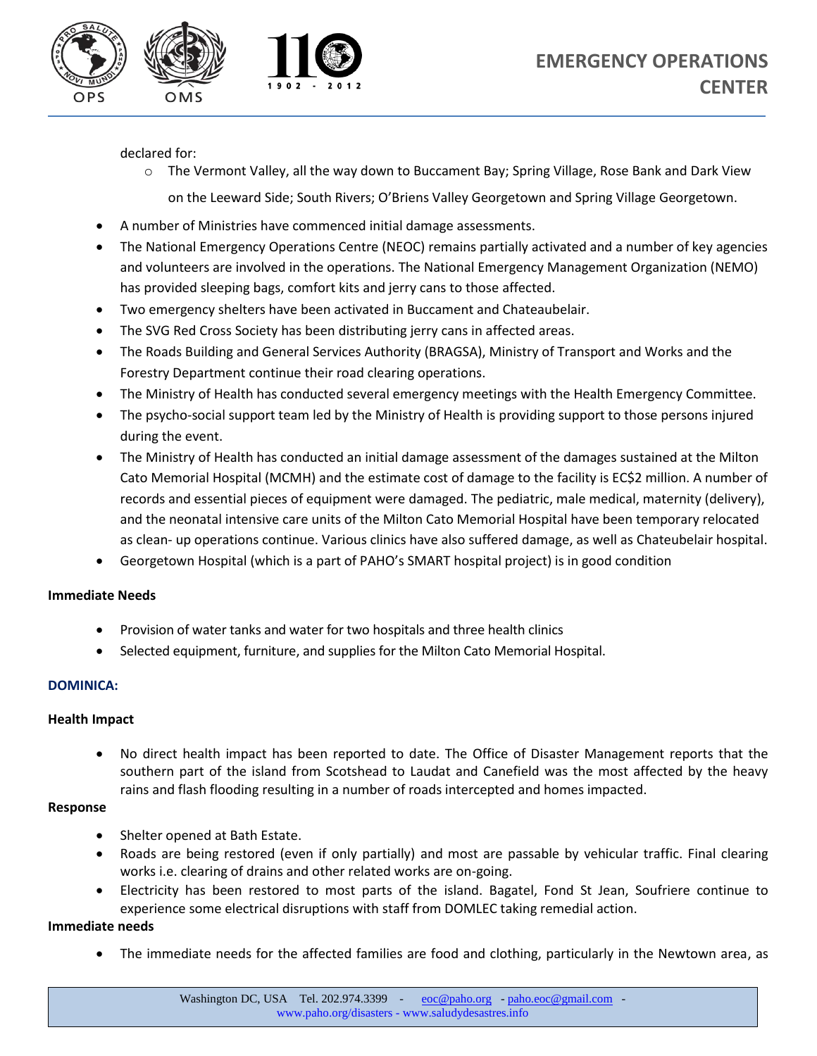declared for:

- The Vermont Valley, all the way down to Buccament Bay; Spring Village, Rose Bank and Dark View on the Leeward Side; South Rivers; O'Briens Valley Georgetown and Spring Village Georgetown.

- A number of Ministries have commenced initial damage assessments.
- The National Emergency Operations Centre (NEOC) remains partially activated and a number of key agencies and volunteers are involved in the operations. The National Emergency Management Organization (NEMO) has provided sleeping bags, comfort kits and jerry cans to those affected.
- Two emergency shelters have been activated in Buccament and Chateaubelair.
- The SVG Red Cross Society has been distributing jerry cans in affected areas.
- The Roads Building and General Services Authority (BRAGSA), Ministry of Transport and Works and the Forestry Department continue their road clearing operations.
- The Ministry of Health has conducted several emergency meetings with the Health Emergency Committee.
- The psycho-social support team led by the Ministry of Health is providing support to those persons injured during the event.
- The Ministry of Health has conducted an initial damage assessment of the damages sustained at the Milton Cato Memorial Hospital (MCMH) and the estimate cost of damage to the facility is EC$2 million. A number of records and essential pieces of equipment were damaged. The pediatric, male medical, maternity (delivery), and the neonatal intensive care units of the Milton Cato Memorial Hospital have been temporary relocated as clean- up operations continue. Various clinics have also suffered damage, as well as Chateubelair hospital.
- Georgetown Hospital (which is a part of PAHO's SMART hospital project) is in good condition

**Immediate Needs**

- Provision of water tanks and water for two hospitals and three health clinics
- Selected equipment, furniture, and supplies for the Milton Cato Memorial Hospital.

## DOMINICA:

**Health Impact**

- No direct health impact has been reported to date. The Office of Disaster Management reports that the southern part of the island from Scotshead to Laudat and Canefield was the most affected by the heavy rains and flash flooding resulting in a number of roads intercepted and homes impacted.

**Response**

- Shelter opened at Bath Estate.
- Roads are being restored (even if only partially) and most are passable by vehicular traffic. Final clearing works i.e. clearing of drains and other related works are on-going.
- Electricity has been restored to most parts of the island. Bagatel, Fond St Jean, Soufriere continue to experience some electrical disruptions with staff from DOMLEC taking remedial action.

**Immediate needs**

- The immediate needs for the affected families are food and clothing, particularly in the Newtown area, as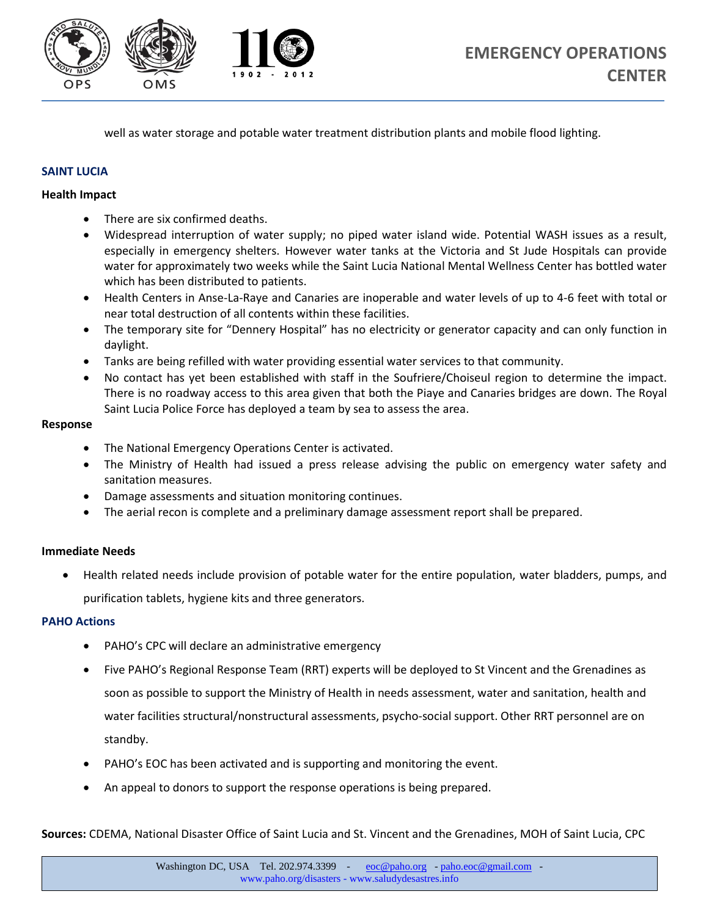well as water storage and potable water treatment distribution plants and mobile flood lighting.

## SAINT LUCIA

**Health Impact**

- There are six confirmed deaths.
- Widespread interruption of water supply; no piped water island wide. Potential WASH issues as a result, especially in emergency shelters. However water tanks at the Victoria and St Jude Hospitals can provide water for approximately two weeks while the Saint Lucia National Mental Wellness Center has bottled water which has been distributed to patients.
- Health Centers in Anse-La-Raye and Canaries are inoperable and water levels of up to 4-6 feet with total or near total destruction of all contents within these facilities.
- The temporary site for "Dennery Hospital" has no electricity or generator capacity and can only function in daylight.
- Tanks are being refilled with water providing essential water services to that community.
- No contact has yet been established with staff in the Soufriere/Choiseul region to determine the impact. There is no roadway access to this area given that both the Piaye and Canaries bridges are down. The Royal Saint Lucia Police Force has deployed a team by sea to assess the area.

**Response**

- The National Emergency Operations Center is activated.
- The Ministry of Health had issued a press release advising the public on emergency water safety and sanitation measures.
- Damage assessments and situation monitoring continues.
- The aerial recon is complete and a preliminary damage assessment report shall be prepared.

**Immediate Needs**

- Health related needs include provision of potable water for the entire population, water bladders, pumps, and purification tablets, hygiene kits and three generators.

## PAHO Actions

- PAHO's CPC will declare an administrative emergency
- Five PAHO's Regional Response Team (RRT) experts will be deployed to St Vincent and the Grenadines as soon as possible to support the Ministry of Health in needs assessment, water and sanitation, health and water facilities structural/nonstructural assessments, psycho-social support. Other RRT personnel are on standby.
- PAHO's EOC has been activated and is supporting and monitoring the event.
- An appeal to donors to support the response operations is being prepared.

**Sources:** CDEMA, National Disaster Office of Saint Lucia and St. Vincent and the Grenadines, MOH of Saint Lucia, CPC